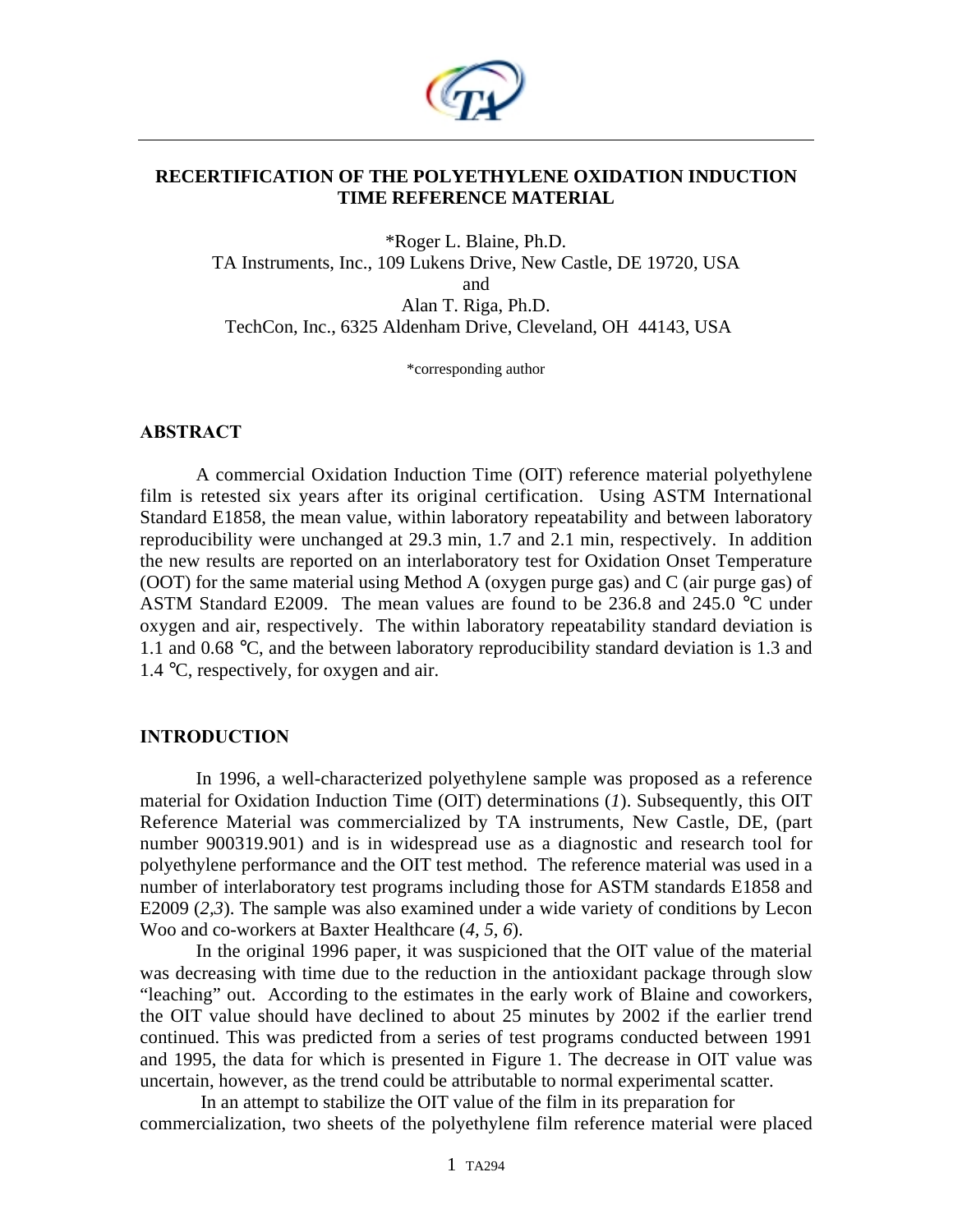# RECERTIFICATION OF THE POLYETHYLENE OXIDATION INDUCTION TIME REFERENCE MATERIAL

*Roger L. Blaine, Ph.D.
TA Instruments, Inc., 109 Lukens Drive, New Castle, DE 19720, USA
and
Alan T. Riga, Ph.D.
TechCon, Inc., 6325 Aldenham Drive, Cleveland, OH 44143, USA

*corresponding author

## ABSTRACT

A commercial Oxidation Induction Time (OIT) reference material polyethylene film is retested six years after its original certification. Using ASTM International Standard E1858, the mean value, within laboratory repeatability and between laboratory reproducibility were unchanged at 29.3 min, 1.7 and 2.1 min, respectively. In addition the new results are reported on an interlaboratory test for Oxidation Onset Temperature (OOT) for the same material using Method A (oxygen purge gas) and C (air purge gas) of ASTM Standard E2009. The mean values are found to be 236.8 and 245.0 °C under oxygen and air, respectively. The within laboratory repeatability standard deviation is 1.1 and 0.68 °C, and the between laboratory reproducibility standard deviation is 1.3 and 1.4 °C, respectively, for oxygen and air.

## INTRODUCTION

In 1996, a well-characterized polyethylene sample was proposed as a reference material for Oxidation Induction Time (OIT) determinations (*1*). Subsequently, this OIT Reference Material was commercialized by TA instruments, New Castle, DE, (part number 900319.901) and is in widespread use as a diagnostic and research tool for polyethylene performance and the OIT test method. The reference material was used in a number of interlaboratory test programs including those for ASTM standards E1858 and E2009 (*2*,*3*). The sample was also examined under a wide variety of conditions by Lecon Woo and co-workers at Baxter Healthcare (*4, 5, 6*).

In the original 1996 paper, it was suspicioned that the OIT value of the material was decreasing with time due to the reduction in the antioxidant package through slow "leaching" out. According to the estimates in the early work of Blaine and coworkers, the OIT value should have declined to about 25 minutes by 2002 if the earlier trend continued. This was predicted from a series of test programs conducted between 1991 and 1995, the data for which is presented in Figure 1. The decrease in OIT value was uncertain, however, as the trend could be attributable to normal experimental scatter.

In an attempt to stabilize the OIT value of the film in its preparation for commercialization, two sheets of the polyethylene film reference material were placed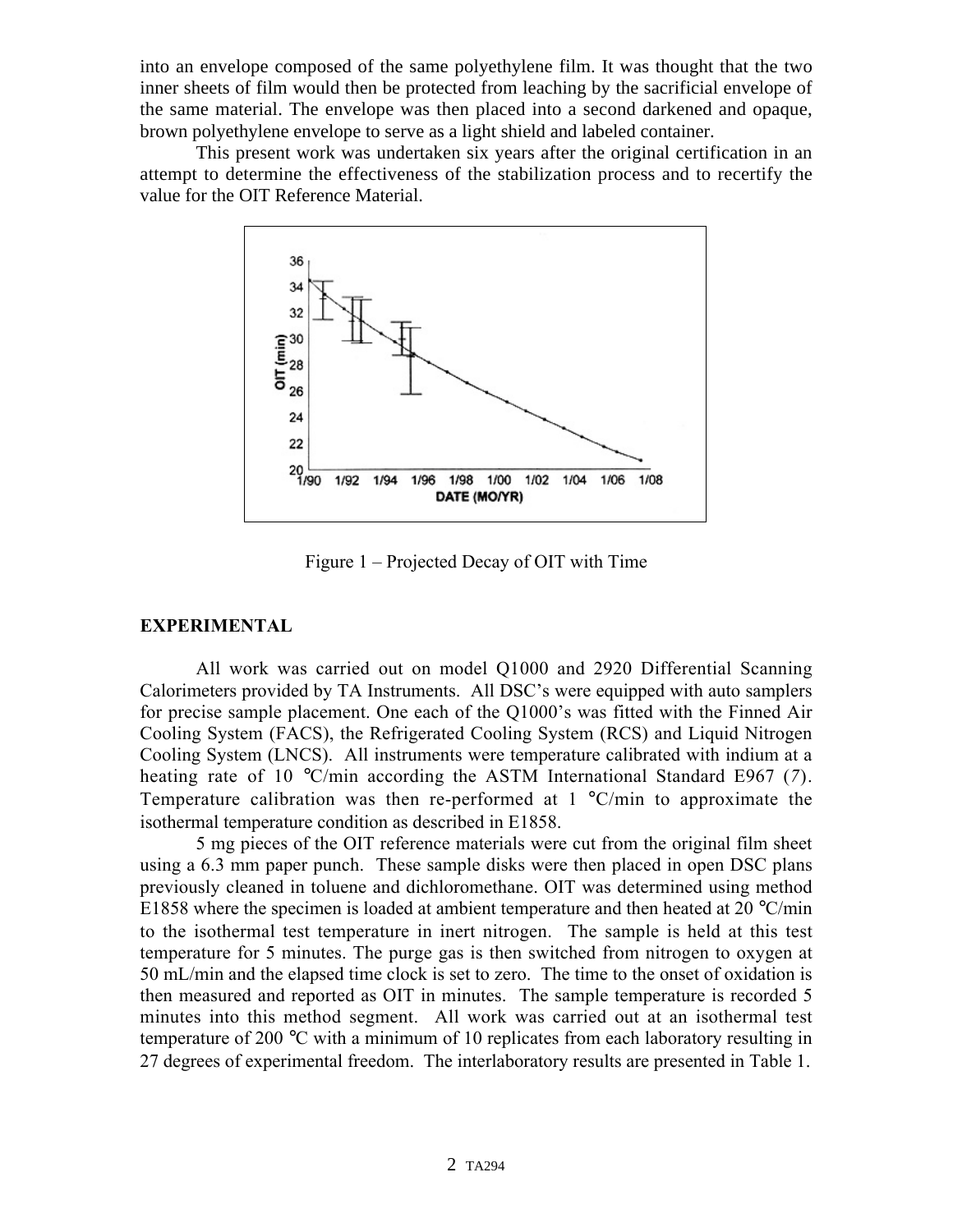into an envelope composed of the same polyethylene film. It was thought that the two inner sheets of film would then be protected from leaching by the sacrificial envelope of the same material. The envelope was then placed into a second darkened and opaque, brown polyethylene envelope to serve as a light shield and labeled container.

This present work was undertaken six years after the original certification in an attempt to determine the effectiveness of the stabilization process and to recertify the value for the OIT Reference Material.

Figure 1 – Projected Decay of OIT with Time

## EXPERIMENTAL

All work was carried out on model Q1000 and 2920 Differential Scanning Calorimeters provided by TA Instruments. All DSC's were equipped with auto samplers for precise sample placement. One each of the Q1000's was fitted with the Finned Air Cooling System (FACS), the Refrigerated Cooling System (RCS) and Liquid Nitrogen Cooling System (LNCS). All instruments were temperature calibrated with indium at a heating rate of 10 °C/min according the ASTM International Standard E967 (*7*). Temperature calibration was then re-performed at 1 °C/min to approximate the isothermal temperature condition as described in E1858.

5 mg pieces of the OIT reference materials were cut from the original film sheet using a 6.3 mm paper punch. These sample disks were then placed in open DSC plans previously cleaned in toluene and dichloromethane. OIT was determined using method E1858 where the specimen is loaded at ambient temperature and then heated at 20 °C/min to the isothermal test temperature in inert nitrogen. The sample is held at this test temperature for 5 minutes. The purge gas is then switched from nitrogen to oxygen at 50 mL/min and the elapsed time clock is set to zero. The time to the onset of oxidation is then measured and reported as OIT in minutes. The sample temperature is recorded 5 minutes into this method segment. All work was carried out at an isothermal test temperature of 200 °C with a minimum of 10 replicates from each laboratory resulting in 27 degrees of experimental freedom. The interlaboratory results are presented in Table 1.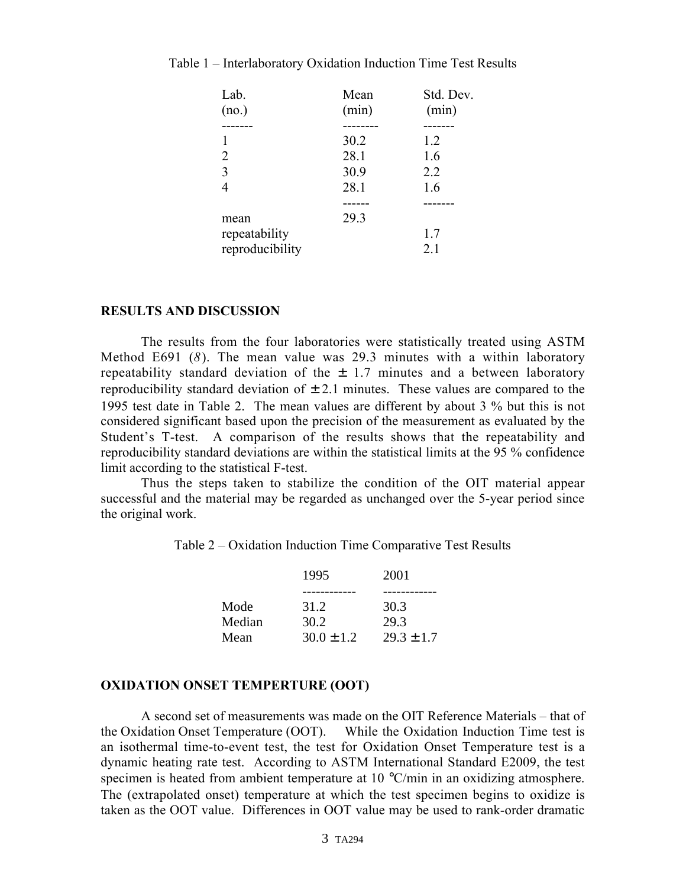Table 1 – Interlaboratory Oxidation Induction Time Test Results

| Lab. (no.) | Mean (min) | Std. Dev. (min) |
|---|---|---|
| 1 | 30.2 | 1.2 |
| 2 | 28.1 | 1.6 |
| 3 | 30.9 | 2.2 |
| 4 | 28.1 | 1.6 |
| mean | 29.3 | |
| repeatability | | 1.7 |
| reproducibility | | 2.1 |

## RESULTS AND DISCUSSION

The results from the four laboratories were statistically treated using ASTM Method E691 (*8*). The mean value was 29.3 minutes with a within laboratory repeatability standard deviation of the ± 1.7 minutes and a between laboratory reproducibility standard deviation of ± 2.1 minutes. These values are compared to the 1995 test date in Table 2. The mean values are different by about 3 % but this is not considered significant based upon the precision of the measurement as evaluated by the Student's T-test. A comparison of the results shows that the repeatability and reproducibility standard deviations are within the statistical limits at the 95 % confidence limit according to the statistical F-test.

Thus the steps taken to stabilize the condition of the OIT material appear successful and the material may be regarded as unchanged over the 5-year period since the original work.

Table 2 – Oxidation Induction Time Comparative Test Results

| | 1995 | 2001 |
|---|---|---|
| Mode | 31.2 | 30.3 |
| Median | 30.2 | 29.3 |
| Mean | 30.0 ± 1.2 | 29.3 ± 1.7 |

## OXIDATION ONSET TEMPERTURE (OOT)

A second set of measurements was made on the OIT Reference Materials – that of the Oxidation Onset Temperature (OOT). While the Oxidation Induction Time test is an isothermal time-to-event test, the test for Oxidation Onset Temperature test is a dynamic heating rate test. According to ASTM International Standard E2009, the test specimen is heated from ambient temperature at 10 °C/min in an oxidizing atmosphere. The (extrapolated onset) temperature at which the test specimen begins to oxidize is taken as the OOT value. Differences in OOT value may be used to rank-order dramatic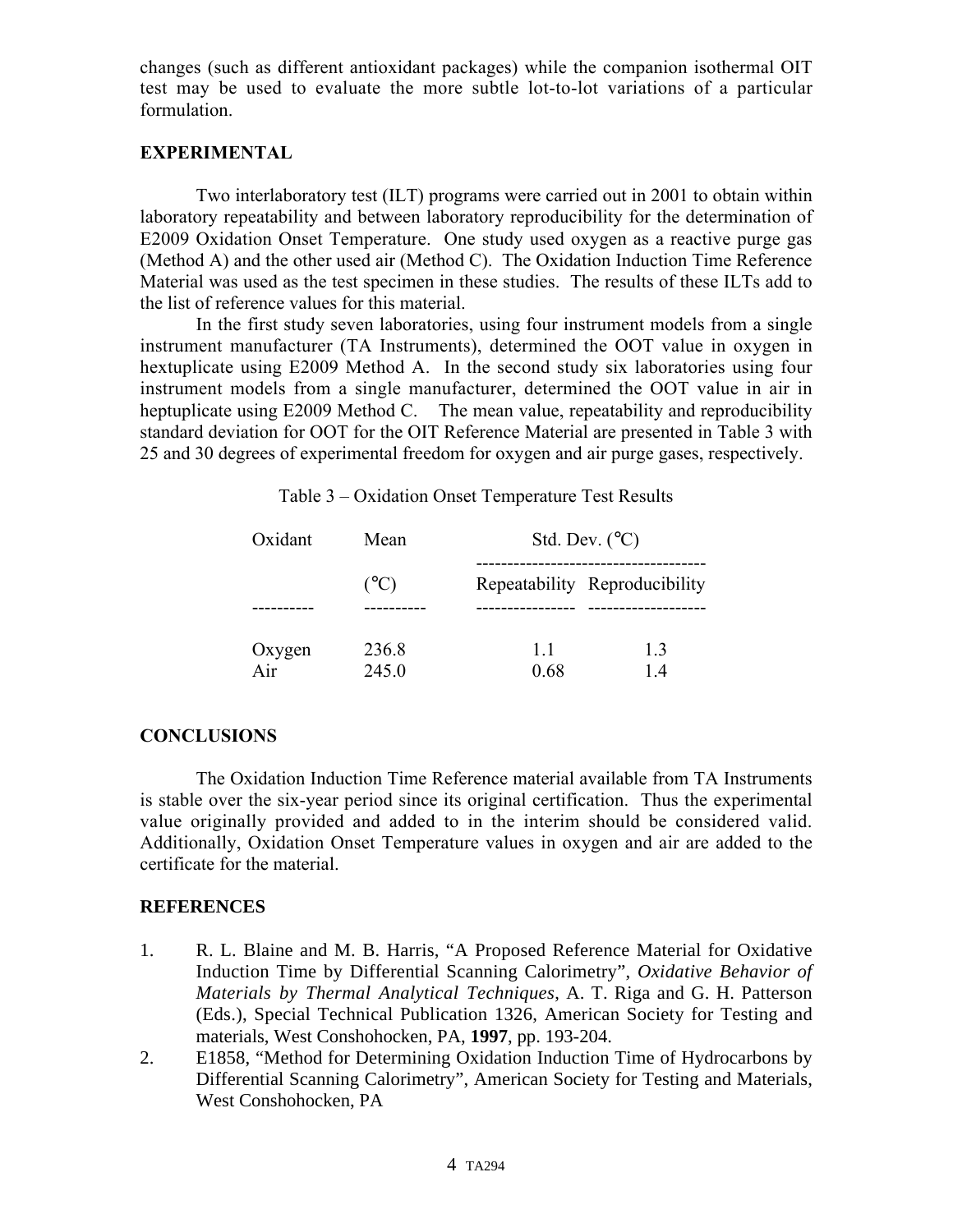changes (such as different antioxidant packages) while the companion isothermal OIT test may be used to evaluate the more subtle lot-to-lot variations of a particular formulation.

## EXPERIMENTAL

Two interlaboratory test (ILT) programs were carried out in 2001 to obtain within laboratory repeatability and between laboratory reproducibility for the determination of E2009 Oxidation Onset Temperature. One study used oxygen as a reactive purge gas (Method A) and the other used air (Method C). The Oxidation Induction Time Reference Material was used as the test specimen in these studies. The results of these ILTs add to the list of reference values for this material.

In the first study seven laboratories, using four instrument models from a single instrument manufacturer (TA Instruments), determined the OOT value in oxygen in hextuplicate using E2009 Method A. In the second study six laboratories using four instrument models from a single manufacturer, determined the OOT value in air in heptuplicate using E2009 Method C. The mean value, repeatability and reproducibility standard deviation for OOT for the OIT Reference Material are presented in Table 3 with 25 and 30 degrees of experimental freedom for oxygen and air purge gases, respectively.

Table 3 – Oxidation Onset Temperature Test Results

| Oxidant | Mean | Std. Dev. (°C) | |
|---|---|---|---|
| | (°C) | Repeatability | Reproducibility |
| Oxygen | 236.8 | 1.1 | 1.3 |
| Air | 245.0 | 0.68 | 1.4 |

## CONCLUSIONS

The Oxidation Induction Time Reference material available from TA Instruments is stable over the six-year period since its original certification. Thus the experimental value originally provided and added to in the interim should be considered valid. Additionally, Oxidation Onset Temperature values in oxygen and air are added to the certificate for the material.

## REFERENCES

1. R. L. Blaine and M. B. Harris, "A Proposed Reference Material for Oxidative Induction Time by Differential Scanning Calorimetry", *Oxidative Behavior of Materials by Thermal Analytical Techniques*, A. T. Riga and G. H. Patterson (Eds.), Special Technical Publication 1326, American Society for Testing and materials, West Conshohocken, PA, **1997**, pp. 193-204.
2. E1858, "Method for Determining Oxidation Induction Time of Hydrocarbons by Differential Scanning Calorimetry", American Society for Testing and Materials, West Conshohocken, PA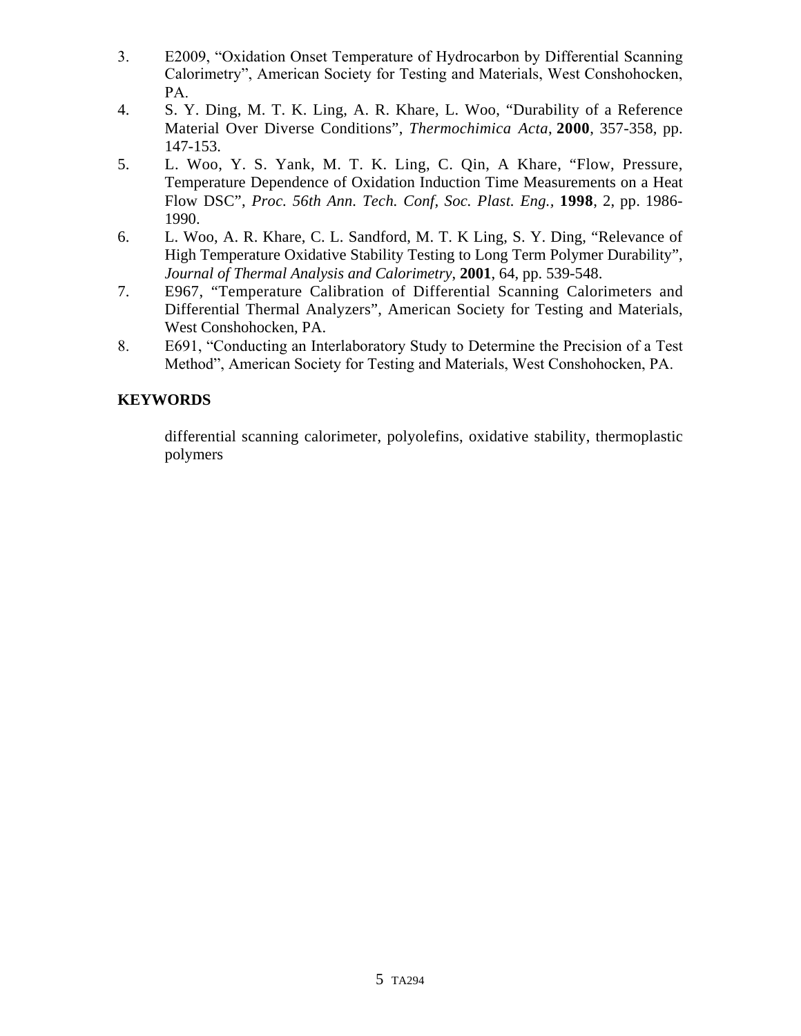3. E2009, “Oxidation Onset Temperature of Hydrocarbon by Differential Scanning Calorimetry”, American Society for Testing and Materials, West Conshohocken, PA.
4. S. Y. Ding, M. T. K. Ling, A. R. Khare, L. Woo, “Durability of a Reference Material Over Diverse Conditions”, *Thermochimica Acta*, **2000**, 357-358, pp. 147-153.
5. L. Woo, Y. S. Yank, M. T. K. Ling, C. Qin, A Khare, “Flow, Pressure, Temperature Dependence of Oxidation Induction Time Measurements on a Heat Flow DSC”, *Proc. 56th Ann. Tech. Conf, Soc. Plast. Eng.*, **1998**, 2, pp. 1986-1990.
6. L. Woo, A. R. Khare, C. L. Sandford, M. T. K Ling, S. Y. Ding, “Relevance of High Temperature Oxidative Stability Testing to Long Term Polymer Durability”, *Journal of Thermal Analysis and Calorimetry*, **2001**, 64, pp. 539-548.
7. E967, “Temperature Calibration of Differential Scanning Calorimeters and Differential Thermal Analyzers”, American Society for Testing and Materials, West Conshohocken, PA.
8. E691, “Conducting an Interlaboratory Study to Determine the Precision of a Test Method”, American Society for Testing and Materials, West Conshohocken, PA.

## KEYWORDS

differential scanning calorimeter, polyolefins, oxidative stability, thermoplastic polymers